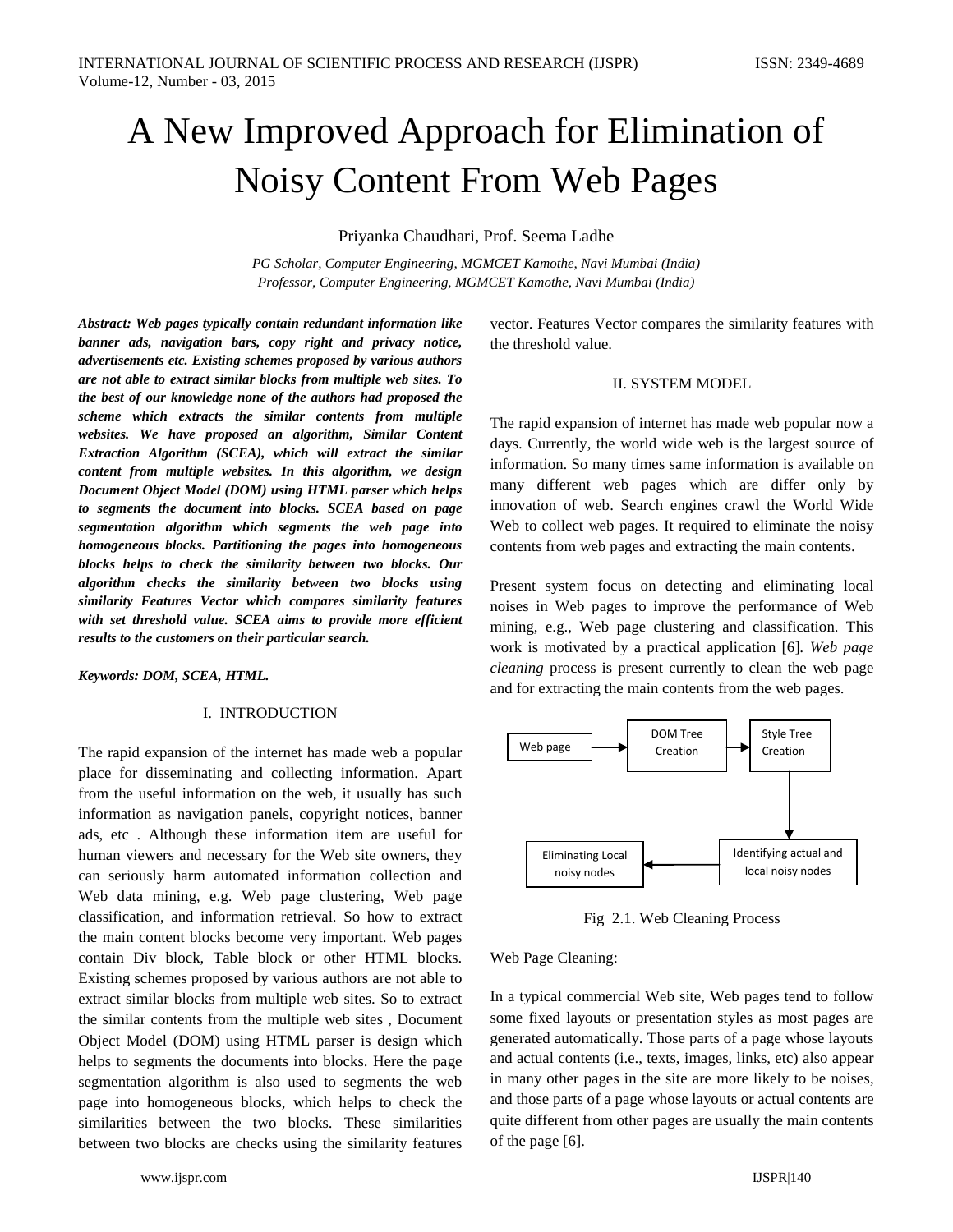# A New Improved Approach for Elimination of Noisy Content From Web Pages

Priyanka Chaudhari, Prof. Seema Ladhe

*PG Scholar, Computer Engineering, MGMCET Kamothe, Navi Mumbai (India)*
*Professor, Computer Engineering, MGMCET Kamothe, Navi Mumbai (India)*

***Abstract: Web pages typically contain redundant information like banner ads, navigation bars, copy right and privacy notice, advertisements etc. Existing schemes proposed by various authors are not able to extract similar blocks from multiple web sites. To the best of our knowledge none of the authors had proposed the scheme which extracts the similar contents from multiple websites. We have proposed an algorithm, Similar Content Extraction Algorithm (SCEA), which will extract the similar content from multiple websites. In this algorithm, we design Document Object Model (DOM) using HTML parser which helps to segments the document into blocks. SCEA based on page segmentation algorithm which segments the web page into homogeneous blocks. Partitioning the pages into homogeneous blocks helps to check the similarity between two blocks. Our algorithm checks the similarity between two blocks using similarity Features Vector which compares similarity features with set threshold value. SCEA aims to provide more efficient results to the customers on their particular search.***

***Keywords: DOM, SCEA, HTML.***

## I. INTRODUCTION

The rapid expansion of the internet has made web a popular place for disseminating and collecting information. Apart from the useful information on the web, it usually has such information as navigation panels, copyright notices, banner ads, etc . Although these information item are useful for human viewers and necessary for the Web site owners, they can seriously harm automated information collection and Web data mining, e.g. Web page clustering, Web page classification, and information retrieval. So how to extract the main content blocks become very important. Web pages contain Div block, Table block or other HTML blocks. Existing schemes proposed by various authors are not able to extract similar blocks from multiple web sites. So to extract the similar contents from the multiple web sites , Document Object Model (DOM) using HTML parser is design which helps to segments the documents into blocks. Here the page segmentation algorithm is also used to segments the web page into homogeneous blocks, which helps to check the similarities between the two blocks. These similarities between two blocks are checks using the similarity features vector. Features Vector compares the similarity features with the threshold value.

## II. SYSTEM MODEL

The rapid expansion of internet has made web popular now a days. Currently, the world wide web is the largest source of information. So many times same information is available on many different web pages which are differ only by innovation of web. Search engines crawl the World Wide Web to collect web pages. It required to eliminate the noisy contents from web pages and extracting the main contents.

Present system focus on detecting and eliminating local noises in Web pages to improve the performance of Web mining, e.g., Web page clustering and classification. This work is motivated by a practical application [6]. *Web page cleaning* process is present currently to clean the web page and for extracting the main contents from the web pages.

Web page → DOM Tree Creation → Style Tree Creation → Identifying actual and local noisy nodes → Eliminating Local noisy nodes

Fig 2.1. Web Cleaning Process

Web Page Cleaning:

In a typical commercial Web site, Web pages tend to follow some fixed layouts or presentation styles as most pages are generated automatically. Those parts of a page whose layouts and actual contents (i.e., texts, images, links, etc) also appear in many other pages in the site are more likely to be noises, and those parts of a page whose layouts or actual contents are quite different from other pages are usually the main contents of the page [6].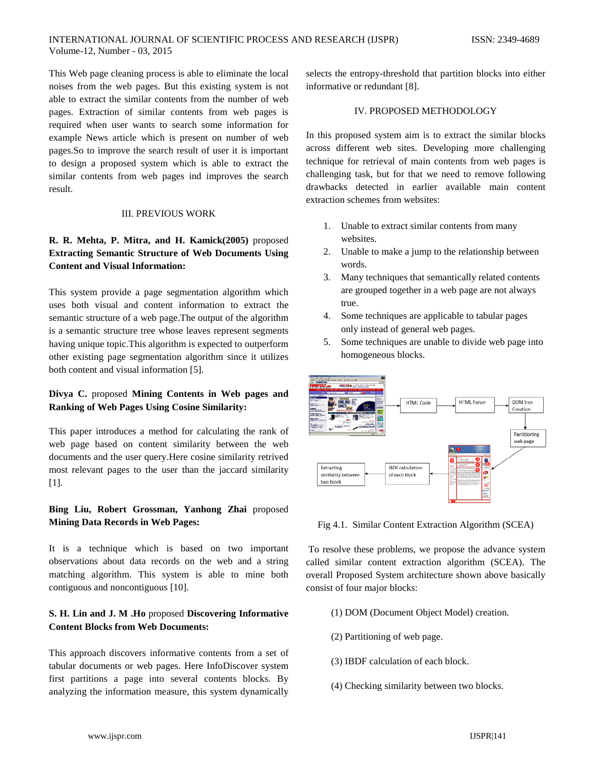This Web page cleaning process is able to eliminate the local noises from the web pages. But this existing system is not able to extract the similar contents from the number of web pages. Extraction of similar contents from web pages is required when user wants to search some information for example News article which is present on number of web pages.So to improve the search result of user it is important to design a proposed system which is able to extract the similar contents from web pages ind improves the search result.

## III. PREVIOUS WORK

**R. R. Mehta, P. Mitra, and H. Kamick(2005)** proposed **Extracting Semantic Structure of Web Documents Using Content and Visual Information:**

This system provide a page segmentation algorithm which uses both visual and content information to extract the semantic structure of a web page.The output of the algorithm is a semantic structure tree whose leaves represent segments having unique topic.This algorithm is expected to outperform other existing page segmentation algorithm since it utilizes both content and visual information [5].

**Divya C.** proposed **Mining Contents in Web pages and Ranking of Web Pages Using Cosine Similarity:**

This paper introduces a method for calculating the rank of web page based on content similarity between the web documents and the user query.Here cosine similarity retrived most relevant pages to the user than the jaccard similarity [1].

**Bing Liu, Robert Grossman, Yanhong Zhai** proposed **Mining Data Records in Web Pages:**

It is a technique which is based on two important observations about data records on the web and a string matching algorithm. This system is able to mine both contiguous and noncontiguous [10].

**S. H. Lin and J. M .Ho** proposed **Discovering Informative Content Blocks from Web Documents:**

This approach discovers informative contents from a set of tabular documents or web pages. Here InfoDiscover system first partitions a page into several contents blocks. By analyzing the information measure, this system dynamically selects the entropy-threshold that partition blocks into either informative or redundant [8].

## IV. PROPOSED METHODOLOGY

In this proposed system aim is to extract the similar blocks across different web sites. Developing more challenging technique for retrieval of main contents from web pages is challenging task, but for that we need to remove following drawbacks detected in earlier available main content extraction schemes from websites:

1. Unable to extract similar contents from many websites.
2. Unable to make a jump to the relationship between words.
3. Many techniques that semantically related contents are grouped together in a web page are not always true.
4. Some techniques are applicable to tabular pages only instead of general web pages.
5. Some techniques are unable to divide web page into homogeneous blocks.

Fig 4.1. Similar Content Extraction Algorithm (SCEA)

To resolve these problems, we propose the advance system called similar content extraction algorithm (SCEA). The overall Proposed System architecture shown above basically consist of four major blocks:

(1) DOM (Document Object Model) creation.

(2) Partitioning of web page.

(3) IBDF calculation of each block.

(4) Checking similarity between two blocks.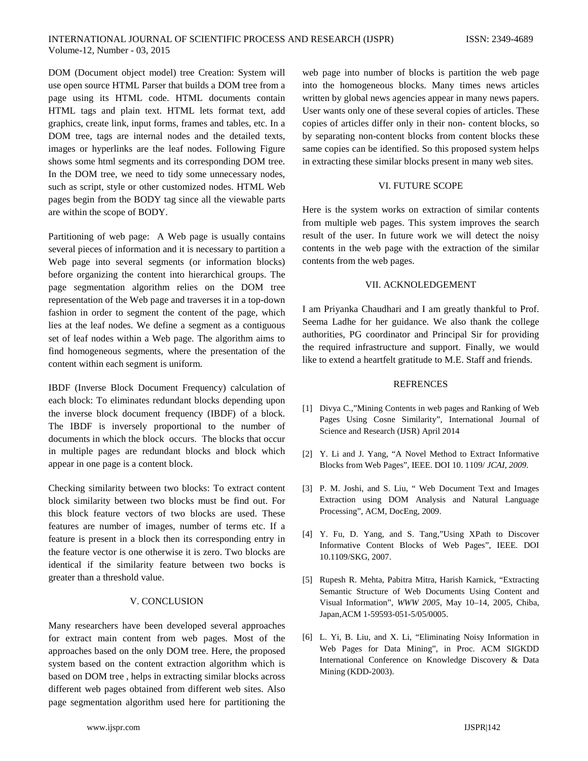DOM (Document object model) tree Creation: System will use open source HTML Parser that builds a DOM tree from a page using its HTML code. HTML documents contain HTML tags and plain text. HTML lets format text, add graphics, create link, input forms, frames and tables, etc. In a DOM tree, tags are internal nodes and the detailed texts, images or hyperlinks are the leaf nodes. Following Figure shows some html segments and its corresponding DOM tree. In the DOM tree, we need to tidy some unnecessary nodes, such as script, style or other customized nodes. HTML Web pages begin from the BODY tag since all the viewable parts are within the scope of BODY.

Partitioning of web page: A Web page is usually contains several pieces of information and it is necessary to partition a Web page into several segments (or information blocks) before organizing the content into hierarchical groups. The page segmentation algorithm relies on the DOM tree representation of the Web page and traverses it in a top-down fashion in order to segment the content of the page, which lies at the leaf nodes. We define a segment as a contiguous set of leaf nodes within a Web page. The algorithm aims to find homogeneous segments, where the presentation of the content within each segment is uniform.

IBDF (Inverse Block Document Frequency) calculation of each block: To eliminates redundant blocks depending upon the inverse block document frequency (IBDF) of a block. The IBDF is inversely proportional to the number of documents in which the block occurs. The blocks that occur in multiple pages are redundant blocks and block which appear in one page is a content block.

Checking similarity between two blocks: To extract content block similarity between two blocks must be find out. For this block feature vectors of two blocks are used. These features are number of images, number of terms etc. If a feature is present in a block then its corresponding entry in the feature vector is one otherwise it is zero. Two blocks are identical if the similarity feature between two bocks is greater than a threshold value.

## V. CONCLUSION

Many researchers have been developed several approaches for extract main content from web pages. Most of the approaches based on the only DOM tree. Here, the proposed system based on the content extraction algorithm which is based on DOM tree , helps in extracting similar blocks across different web pages obtained from different web sites. Also page segmentation algorithm used here for partitioning the web page into number of blocks is partition the web page into the homogeneous blocks. Many times news articles written by global news agencies appear in many news papers. User wants only one of these several copies of articles. These copies of articles differ only in their non- content blocks, so by separating non-content blocks from content blocks these same copies can be identified. So this proposed system helps in extracting these similar blocks present in many web sites.

## VI. FUTURE SCOPE

Here is the system works on extraction of similar contents from multiple web pages. This system improves the search result of the user. In future work we will detect the noisy contents in the web page with the extraction of the similar contents from the web pages.

## VII. ACKNOLEDGEMENT

I am Priyanka Chaudhari and I am greatly thankful to Prof. Seema Ladhe for her guidance. We also thank the college authorities, PG coordinator and Principal Sir for providing the required infrastructure and support. Finally, we would like to extend a heartfelt gratitude to M.E. Staff and friends.

## REFRENCES

[1] Divya C.,"Mining Contents in web pages and Ranking of Web Pages Using Cosne Similarity", International Journal of Science and Research (IJSR) April 2014

[2] Y. Li and J. Yang, "A Novel Method to Extract Informative Blocks from Web Pages", IEEE. DOI 10. 1109/ *JCAI, 2009.*

[3] P. M. Joshi, and S. Liu, " Web Document Text and Images Extraction using DOM Analysis and Natural Language Processing", ACM, DocEng, 2009.

[4] Y. Fu, D. Yang, and S. Tang,"Using XPath to Discover Informative Content Blocks of Web Pages", IEEE. DOI 10.1109/SKG, 2007.

[5] Rupesh R. Mehta, Pabitra Mitra, Harish Karnick, "Extracting Semantic Structure of Web Documents Using Content and Visual Information", *WWW 2005*, May 10–14, 2005, Chiba, Japan,ACM 1-59593-051-5/05/0005.

[6] L. Yi, B. Liu, and X. Li, "Eliminating Noisy Information in Web Pages for Data Mining", in Proc. ACM SIGKDD International Conference on Knowledge Discovery & Data Mining (KDD-2003).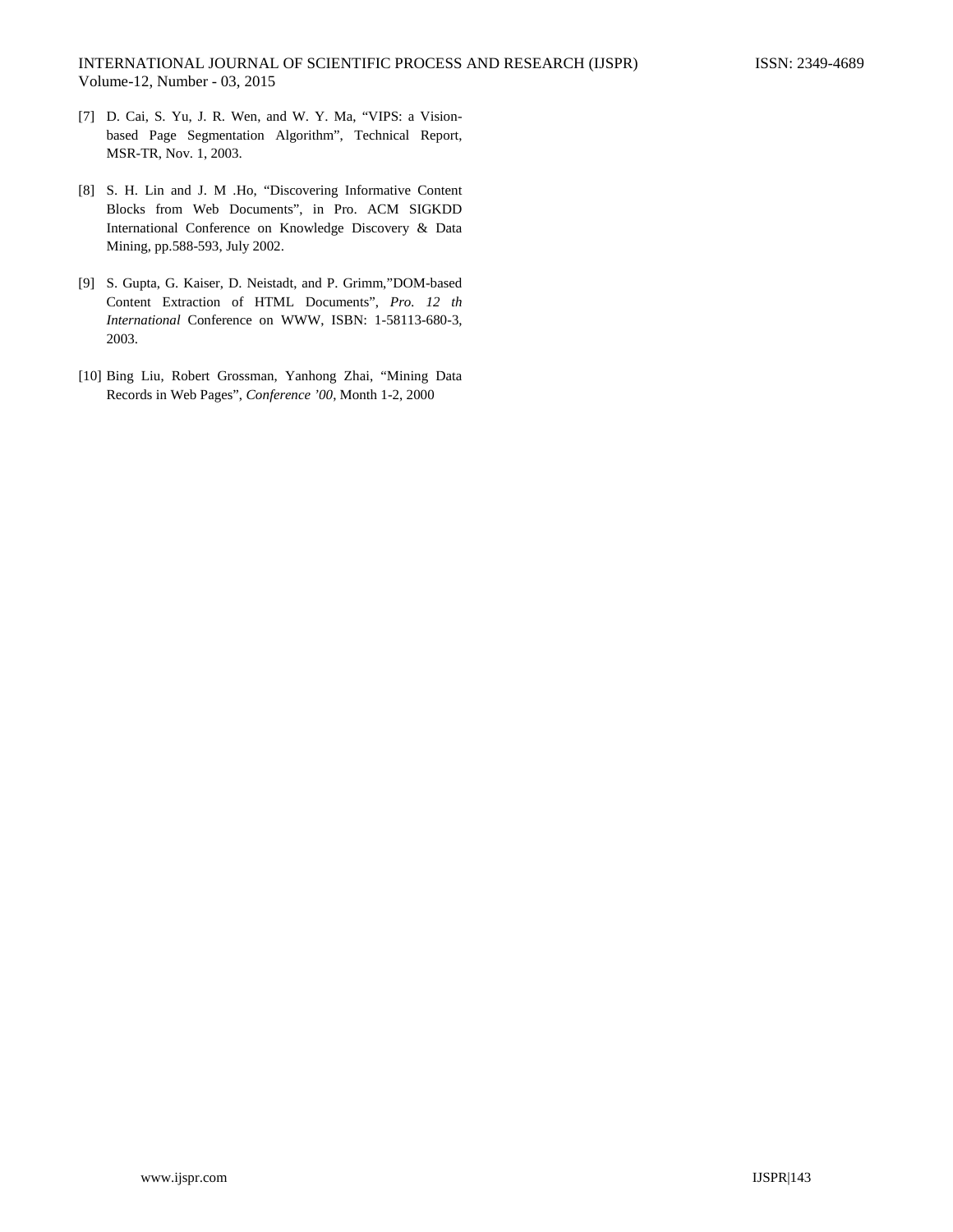[7] D. Cai, S. Yu, J. R. Wen, and W. Y. Ma, "VIPS: a Vision-based Page Segmentation Algorithm", Technical Report, MSR-TR, Nov. 1, 2003.

[8] S. H. Lin and J. M .Ho, "Discovering Informative Content Blocks from Web Documents", in Pro. ACM SIGKDD International Conference on Knowledge Discovery & Data Mining, pp.588-593, July 2002.

[9] S. Gupta, G. Kaiser, D. Neistadt, and P. Grimm,"DOM-based Content Extraction of HTML Documents", *Pro. 12 th International* Conference on WWW, ISBN: 1-58113-680-3, 2003.

[10] Bing Liu, Robert Grossman, Yanhong Zhai, "Mining Data Records in Web Pages", *Conference '00*, Month 1-2, 2000